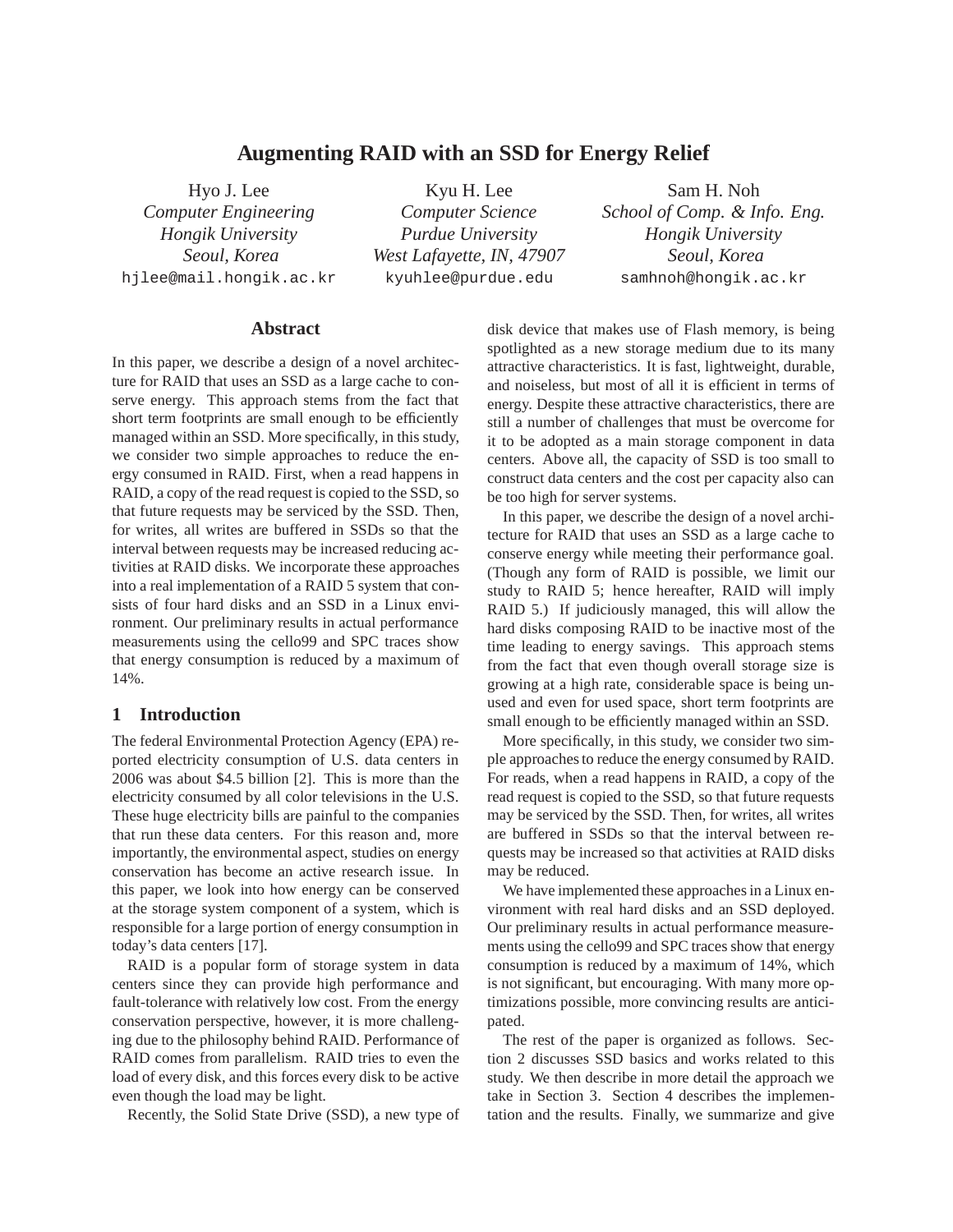# Augmenting RAID with an SSD for Energy Relief

Hyo J. Lee
*Computer Engineering*
*Hongik University*
*Seoul, Korea*
hjlee@mail.hongik.ac.kr

Kyu H. Lee
*Computer Science*
*Purdue University*
*West Lafayette, IN, 47907*
kyuhlee@purdue.edu

Sam H. Noh
*School of Comp. & Info. Eng.*
*Hongik University*
*Seoul, Korea*
samhnoh@hongik.ac.kr

## Abstract

In this paper, we describe a design of a novel architecture for RAID that uses an SSD as a large cache to conserve energy. This approach stems from the fact that short term footprints are small enough to be efficiently managed within an SSD. More specifically, in this study, we consider two simple approaches to reduce the energy consumed in RAID. First, when a read happens in RAID, a copy of the read request is copied to the SSD, so that future requests may be serviced by the SSD. Then, for writes, all writes are buffered in SSDs so that the interval between requests may be increased reducing activities at RAID disks. We incorporate these approaches into a real implementation of a RAID 5 system that consists of four hard disks and an SSD in a Linux environment. Our preliminary results in actual performance measurements using the cello99 and SPC traces show that energy consumption is reduced by a maximum of 14%.

## 1 Introduction

The federal Environmental Protection Agency (EPA) reported electricity consumption of U.S. data centers in 2006 was about $4.5 billion [2]. This is more than the electricity consumed by all color televisions in the U.S. These huge electricity bills are painful to the companies that run these data centers. For this reason and, more importantly, the environmental aspect, studies on energy conservation has become an active research issue. In this paper, we look into how energy can be conserved at the storage system component of a system, which is responsible for a large portion of energy consumption in today's data centers [17].

RAID is a popular form of storage system in data centers since they can provide high performance and fault-tolerance with relatively low cost. From the energy conservation perspective, however, it is more challenging due to the philosophy behind RAID. Performance of RAID comes from parallelism. RAID tries to even the load of every disk, and this forces every disk to be active even though the load may be light.

Recently, the Solid State Drive (SSD), a new type of disk device that makes use of Flash memory, is being spotlighted as a new storage medium due to its many attractive characteristics. It is fast, lightweight, durable, and noiseless, but most of all it is efficient in terms of energy. Despite these attractive characteristics, there are still a number of challenges that must be overcome for it to be adopted as a main storage component in data centers. Above all, the capacity of SSD is too small to construct data centers and the cost per capacity also can be too high for server systems.

In this paper, we describe the design of a novel architecture for RAID that uses an SSD as a large cache to conserve energy while meeting their performance goal. (Though any form of RAID is possible, we limit our study to RAID 5; hence hereafter, RAID will imply RAID 5.) If judiciously managed, this will allow the hard disks composing RAID to be inactive most of the time leading to energy savings. This approach stems from the fact that even though overall storage size is growing at a high rate, considerable space is being unused and even for used space, short term footprints are small enough to be efficiently managed within an SSD.

More specifically, in this study, we consider two simple approaches to reduce the energy consumed by RAID. For reads, when a read happens in RAID, a copy of the read request is copied to the SSD, so that future requests may be serviced by the SSD. Then, for writes, all writes are buffered in SSDs so that the interval between requests may be increased so that activities at RAID disks may be reduced.

We have implemented these approaches in a Linux environment with real hard disks and an SSD deployed. Our preliminary results in actual performance measurements using the cello99 and SPC traces show that energy consumption is reduced by a maximum of 14%, which is not significant, but encouraging. With many more optimizations possible, more convincing results are anticipated.

The rest of the paper is organized as follows. Section 2 discusses SSD basics and works related to this study. We then describe in more detail the approach we take in Section 3. Section 4 describes the implementation and the results. Finally, we summarize and give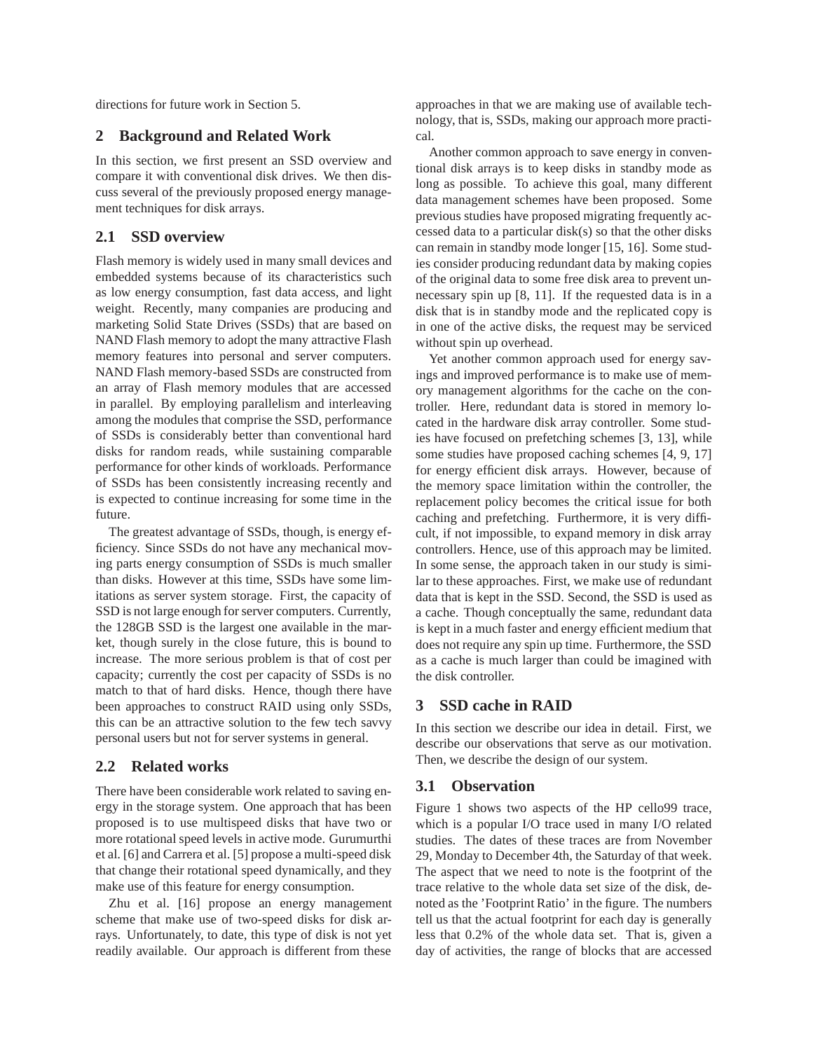directions for future work in Section 5.

## 2 Background and Related Work

In this section, we first present an SSD overview and compare it with conventional disk drives. We then discuss several of the previously proposed energy management techniques for disk arrays.

### 2.1 SSD overview

Flash memory is widely used in many small devices and embedded systems because of its characteristics such as low energy consumption, fast data access, and light weight. Recently, many companies are producing and marketing Solid State Drives (SSDs) that are based on NAND Flash memory to adopt the many attractive Flash memory features into personal and server computers. NAND Flash memory-based SSDs are constructed from an array of Flash memory modules that are accessed in parallel. By employing parallelism and interleaving among the modules that comprise the SSD, performance of SSDs is considerably better than conventional hard disks for random reads, while sustaining comparable performance for other kinds of workloads. Performance of SSDs has been consistently increasing recently and is expected to continue increasing for some time in the future.

The greatest advantage of SSDs, though, is energy efficiency. Since SSDs do not have any mechanical moving parts energy consumption of SSDs is much smaller than disks. However at this time, SSDs have some limitations as server system storage. First, the capacity of SSD is not large enough for server computers. Currently, the 128GB SSD is the largest one available in the market, though surely in the close future, this is bound to increase. The more serious problem is that of cost per capacity; currently the cost per capacity of SSDs is no match to that of hard disks. Hence, though there have been approaches to construct RAID using only SSDs, this can be an attractive solution to the few tech savvy personal users but not for server systems in general.

### 2.2 Related works

There have been considerable work related to saving energy in the storage system. One approach that has been proposed is to use multispeed disks that have two or more rotational speed levels in active mode. Gurumurthi et al. [6] and Carrera et al. [5] propose a multi-speed disk that change their rotational speed dynamically, and they make use of this feature for energy consumption.

Zhu et al. [16] propose an energy management scheme that make use of two-speed disks for disk arrays. Unfortunately, to date, this type of disk is not yet readily available. Our approach is different from these approaches in that we are making use of available technology, that is, SSDs, making our approach more practical.

Another common approach to save energy in conventional disk arrays is to keep disks in standby mode as long as possible. To achieve this goal, many different data management schemes have been proposed. Some previous studies have proposed migrating frequently accessed data to a particular disk(s) so that the other disks can remain in standby mode longer [15, 16]. Some studies consider producing redundant data by making copies of the original data to some free disk area to prevent unnecessary spin up [8, 11]. If the requested data is in a disk that is in standby mode and the replicated copy is in one of the active disks, the request may be serviced without spin up overhead.

Yet another common approach used for energy savings and improved performance is to make use of memory management algorithms for the cache on the controller. Here, redundant data is stored in memory located in the hardware disk array controller. Some studies have focused on prefetching schemes [3, 13], while some studies have proposed caching schemes [4, 9, 17] for energy efficient disk arrays. However, because of the memory space limitation within the controller, the replacement policy becomes the critical issue for both caching and prefetching. Furthermore, it is very difficult, if not impossible, to expand memory in disk array controllers. Hence, use of this approach may be limited. In some sense, the approach taken in our study is similar to these approaches. First, we make use of redundant data that is kept in the SSD. Second, the SSD is used as a cache. Though conceptually the same, redundant data is kept in a much faster and energy efficient medium that does not require any spin up time. Furthermore, the SSD as a cache is much larger than could be imagined with the disk controller.

## 3 SSD cache in RAID

In this section we describe our idea in detail. First, we describe our observations that serve as our motivation. Then, we describe the design of our system.

### 3.1 Observation

Figure 1 shows two aspects of the HP cello99 trace, which is a popular I/O trace used in many I/O related studies. The dates of these traces are from November 29, Monday to December 4th, the Saturday of that week. The aspect that we need to note is the footprint of the trace relative to the whole data set size of the disk, denoted as the 'Footprint Ratio' in the figure. The numbers tell us that the actual footprint for each day is generally less that 0.2% of the whole data set. That is, given a day of activities, the range of blocks that are accessed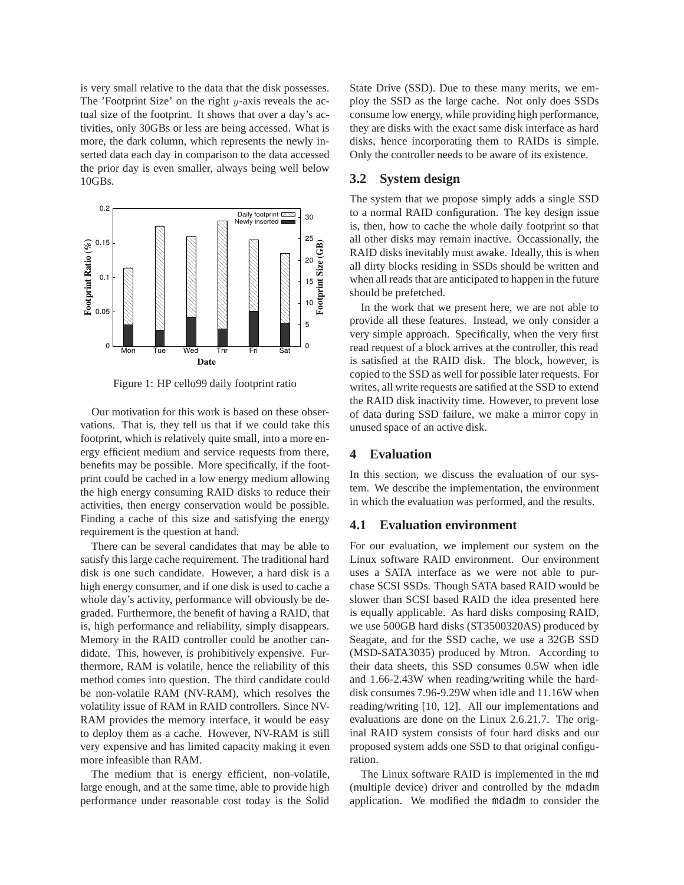is very small relative to the data that the disk possesses. The 'Footprint Size' on the right $y$-axis reveals the actual size of the footprint. It shows that over a day's activities, only 30GBs or less are being accessed. What is more, the dark column, which represents the newly inserted data each day in comparison to the data accessed the prior day is even smaller, always being well below 10GBs.

Figure 1: HP cello99 daily footprint ratio

Our motivation for this work is based on these observations. That is, they tell us that if we could take this footprint, which is relatively quite small, into a more energy efficient medium and service requests from there, benefits may be possible. More specifically, if the footprint could be cached in a low energy medium allowing the high energy consuming RAID disks to reduce their activities, then energy conservation would be possible. Finding a cache of this size and satisfying the energy requirement is the question at hand.

There can be several candidates that may be able to satisfy this large cache requirement. The traditional hard disk is one such candidate. However, a hard disk is a high energy consumer, and if one disk is used to cache a whole day's activity, performance will obviously be degraded. Furthermore, the benefit of having a RAID, that is, high performance and reliability, simply disappears. Memory in the RAID controller could be another candidate. This, however, is prohibitively expensive. Furthermore, RAM is volatile, hence the reliability of this method comes into question. The third candidate could be non-volatile RAM (NV-RAM), which resolves the volatility issue of RAM in RAID controllers. Since NV-RAM provides the memory interface, it would be easy to deploy them as a cache. However, NV-RAM is still very expensive and has limited capacity making it even more infeasible than RAM.

The medium that is energy efficient, non-volatile, large enough, and at the same time, able to provide high performance under reasonable cost today is the Solid State Drive (SSD). Due to these many merits, we employ the SSD as the large cache. Not only does SSDs consume low energy, while providing high performance, they are disks with the exact same disk interface as hard disks, hence incorporating them to RAIDs is simple. Only the controller needs to be aware of its existence.

## 3.2 System design

The system that we propose simply adds a single SSD to a normal RAID configuration. The key design issue is, then, how to cache the whole daily footprint so that all other disks may remain inactive. Occassionally, the RAID disks inevitably must awake. Ideally, this is when all dirty blocks residing in SSDs should be written and when all reads that are anticipated to happen in the future should be prefetched.

In the work that we present here, we are not able to provide all these features. Instead, we only consider a very simple approach. Specifically, when the very first read request of a block arrives at the controller, this read is satisfied at the RAID disk. The block, however, is copied to the SSD as well for possible later requests. For writes, all write requests are satified at the SSD to extend the RAID disk inactivity time. However, to prevent lose of data during SSD failure, we make a mirror copy in unused space of an active disk.

# 4 Evaluation

In this section, we discuss the evaluation of our system. We describe the implementation, the environment in which the evaluation was performed, and the results.

## 4.1 Evaluation environment

For our evaluation, we implement our system on the Linux software RAID environment. Our environment uses a SATA interface as we were not able to purchase SCSI SSDs. Though SATA based RAID would be slower than SCSI based RAID the idea presented here is equally applicable. As hard disks composing RAID, we use 500GB hard disks (ST3500320AS) produced by Seagate, and for the SSD cache, we use a 32GB SSD (MSD-SATA3035) produced by Mtron. According to their data sheets, this SSD consumes 0.5W when idle and 1.66-2.43W when reading/writing while the hard-disk consumes 7.96-9.29W when idle and 11.16W when reading/writing [10, 12]. All our implementations and evaluations are done on the Linux 2.6.21.7. The original RAID system consists of four hard disks and our proposed system adds one SSD to that original configuration.

The Linux software RAID is implemented in the `md` (multiple device) driver and controlled by the `mdadm` application. We modified the `mdadm` to consider the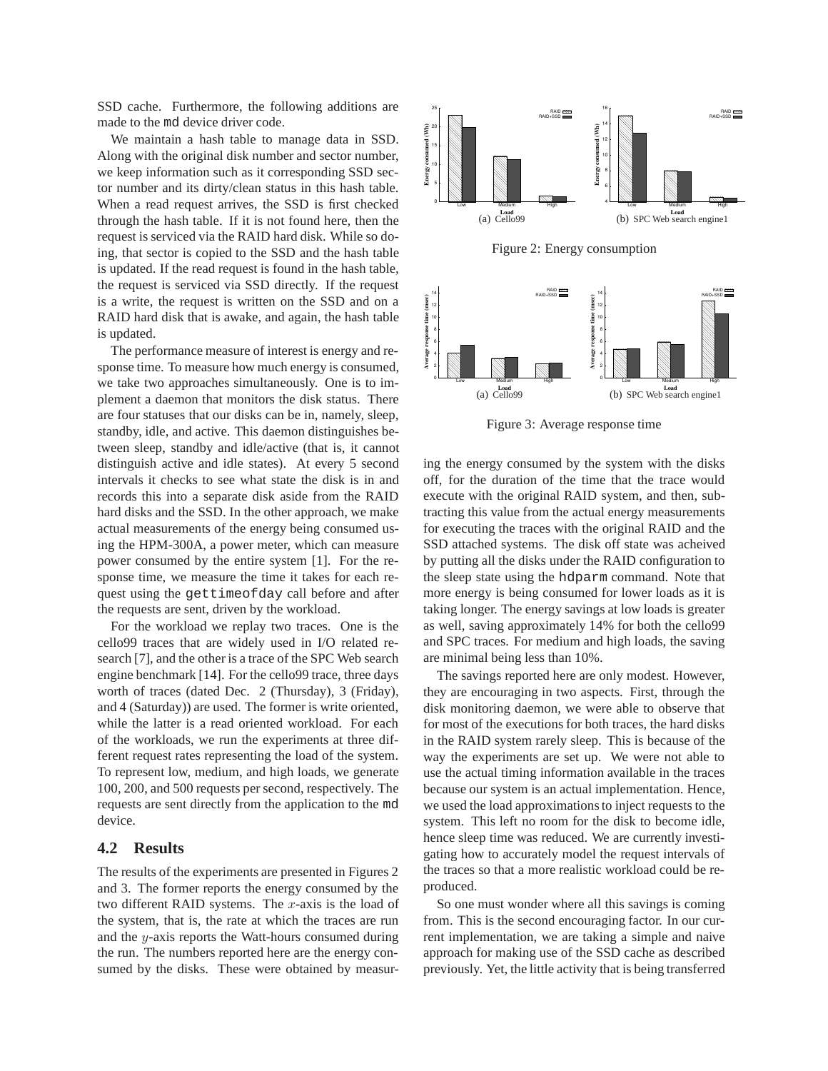SSD cache. Furthermore, the following additions are made to the md device driver code.

We maintain a hash table to manage data in SSD. Along with the original disk number and sector number, we keep information such as it corresponding SSD sector number and its dirty/clean status in this hash table. When a read request arrives, the SSD is first checked through the hash table. If it is not found here, then the request is serviced via the RAID hard disk. While so doing, that sector is copied to the SSD and the hash table is updated. If the read request is found in the hash table, the request is serviced via SSD directly. If the request is a write, the request is written on the SSD and on a RAID hard disk that is awake, and again, the hash table is updated.

The performance measure of interest is energy and response time. To measure how much energy is consumed, we take two approaches simultaneously. One is to implement a daemon that monitors the disk status. There are four statuses that our disks can be in, namely, sleep, standby, idle, and active. This daemon distinguishes between sleep, standby and idle/active (that is, it cannot distinguish active and idle states). At every 5 second intervals it checks to see what state the disk is in and records this into a separate disk aside from the RAID hard disks and the SSD. In the other approach, we make actual measurements of the energy being consumed using the HPM-300A, a power meter, which can measure power consumed by the entire system [1]. For the response time, we measure the time it takes for each request using the gettimeofday call before and after the requests are sent, driven by the workload.

For the workload we replay two traces. One is the cello99 traces that are widely used in I/O related research [7], and the other is a trace of the SPC Web search engine benchmark [14]. For the cello99 trace, three days worth of traces (dated Dec. 2 (Thursday), 3 (Friday), and 4 (Saturday)) are used. The former is write oriented, while the latter is a read oriented workload. For each of the workloads, we run the experiments at three different request rates representing the load of the system. To represent low, medium, and high loads, we generate 100, 200, and 500 requests per second, respectively. The requests are sent directly from the application to the md device.

## 4.2 Results

The results of the experiments are presented in Figures 2 and 3. The former reports the energy consumed by the two different RAID systems. The $x$-axis is the load of the system, that is, the rate at which the traces are run and the $y$-axis reports the Watt-hours consumed during the run. The numbers reported here are the energy consumed by the disks. These were obtained by measuring the energy consumed by the system with the disks off, for the duration of the time that the trace would execute with the original RAID system, and then, subtracting this value from the actual energy measurements for executing the traces with the original RAID and the SSD attached systems. The disk off state was acheived by putting all the disks under the RAID configuration to the sleep state using the hdparm command. Note that more energy is being consumed for lower loads as it is taking longer. The energy savings at low loads is greater as well, saving approximately 14% for both the cello99 and SPC traces. For medium and high loads, the saving are minimal being less than 10%.

(a) Cello99 (b) SPC Web search engine1

Figure 2: Energy consumption

(a) Cello99 (b) SPC Web search engine1

Figure 3: Average response time

The savings reported here are only modest. However, they are encouraging in two aspects. First, through the disk monitoring daemon, we were able to observe that for most of the executions for both traces, the hard disks in the RAID system rarely sleep. This is because of the way the experiments are set up. We were not able to use the actual timing information available in the traces because our system is an actual implementation. Hence, we used the load approximations to inject requests to the system. This left no room for the disk to become idle, hence sleep time was reduced. We are currently investigating how to accurately model the request intervals of the traces so that a more realistic workload could be reproduced.

So one must wonder where all this savings is coming from. This is the second encouraging factor. In our current implementation, we are taking a simple and naive approach for making use of the SSD cache as described previously. Yet, the little activity that is being transferred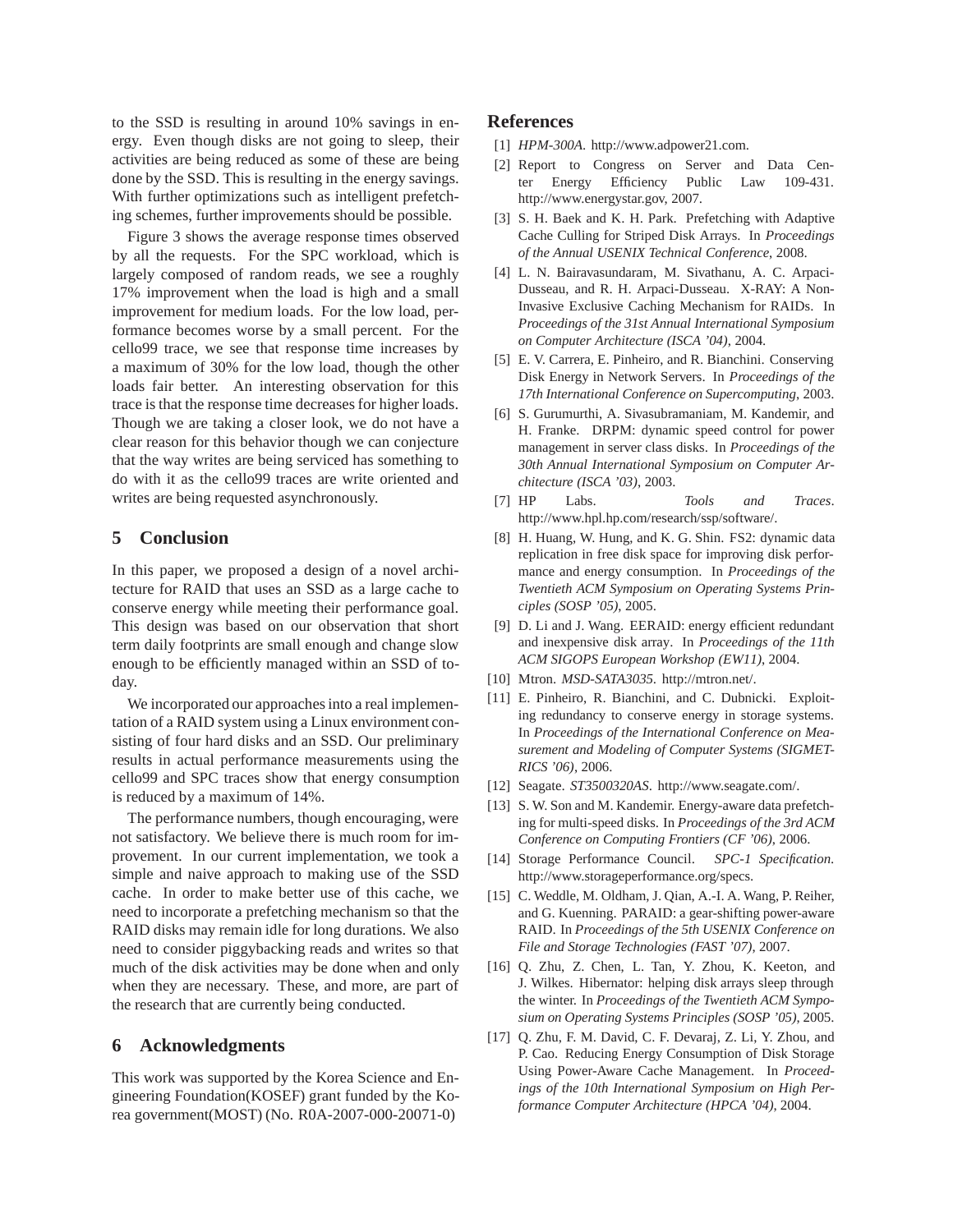to the SSD is resulting in around 10% savings in energy. Even though disks are not going to sleep, their activities are being reduced as some of these are being done by the SSD. This is resulting in the energy savings. With further optimizations such as intelligent prefetching schemes, further improvements should be possible.

Figure 3 shows the average response times observed by all the requests. For the SPC workload, which is largely composed of random reads, we see a roughly 17% improvement when the load is high and a small improvement for medium loads. For the low load, performance becomes worse by a small percent. For the cello99 trace, we see that response time increases by a maximum of 30% for the low load, though the other loads fair better. An interesting observation for this trace is that the response time decreases for higher loads. Though we are taking a closer look, we do not have a clear reason for this behavior though we can conjecture that the way writes are being serviced has something to do with it as the cello99 traces are write oriented and writes are being requested asynchronously.

## 5 Conclusion

In this paper, we proposed a design of a novel architecture for RAID that uses an SSD as a large cache to conserve energy while meeting their performance goal. This design was based on our observation that short term daily footprints are small enough and change slow enough to be efficiently managed within an SSD of today.

We incorporated our approaches into a real implementation of a RAID system using a Linux environment consisting of four hard disks and an SSD. Our preliminary results in actual performance measurements using the cello99 and SPC traces show that energy consumption is reduced by a maximum of 14%.

The performance numbers, though encouraging, were not satisfactory. We believe there is much room for improvement. In our current implementation, we took a simple and naive approach to making use of the SSD cache. In order to make better use of this cache, we need to incorporate a prefetching mechanism so that the RAID disks may remain idle for long durations. We also need to consider piggybacking reads and writes so that much of the disk activities may be done when and only when they are necessary. These, and more, are part of the research that are currently being conducted.

## 6 Acknowledgments

This work was supported by the Korea Science and Engineering Foundation(KOSEF) grant funded by the Korea government(MOST) (No. R0A-2007-000-20071-0)

## References

[1] *HPM-300A*. http://www.adpower21.com.

[2] Report to Congress on Server and Data Center Energy Efficiency Public Law 109-431. http://www.energystar.gov, 2007.

[3] S. H. Baek and K. H. Park. Prefetching with Adaptive Cache Culling for Striped Disk Arrays. In *Proceedings of the Annual USENIX Technical Conference*, 2008.

[4] L. N. Bairavasundaram, M. Sivathanu, A. C. Arpaci-Dusseau, and R. H. Arpaci-Dusseau. X-RAY: A Non-Invasive Exclusive Caching Mechanism for RAIDs. In *Proceedings of the 31st Annual International Symposium on Computer Architecture (ISCA '04)*, 2004.

[5] E. V. Carrera, E. Pinheiro, and R. Bianchini. Conserving Disk Energy in Network Servers. In *Proceedings of the 17th International Conference on Supercomputing*, 2003.

[6] S. Gurumurthi, A. Sivasubramaniam, M. Kandemir, and H. Franke. DRPM: dynamic speed control for power management in server class disks. In *Proceedings of the 30th Annual International Symposium on Computer Architecture (ISCA '03)*, 2003.

[7] HP Labs. *Tools and Traces*. http://www.hpl.hp.com/research/ssp/software/.

[8] H. Huang, W. Hung, and K. G. Shin. FS2: dynamic data replication in free disk space for improving disk performance and energy consumption. In *Proceedings of the Twentieth ACM Symposium on Operating Systems Principles (SOSP '05)*, 2005.

[9] D. Li and J. Wang. EERAID: energy efficient redundant and inexpensive disk array. In *Proceedings of the 11th ACM SIGOPS European Workshop (EW11)*, 2004.

[10] Mtron. *MSD-SATA3035*. http://mtron.net/.

[11] E. Pinheiro, R. Bianchini, and C. Dubnicki. Exploiting redundancy to conserve energy in storage systems. In *Proceedings of the International Conference on Measurement and Modeling of Computer Systems (SIGMETRICS '06)*, 2006.

[12] Seagate. *ST3500320AS*. http://www.seagate.com/.

[13] S. W. Son and M. Kandemir. Energy-aware data prefetching for multi-speed disks. In *Proceedings of the 3rd ACM Conference on Computing Frontiers (CF '06)*, 2006.

[14] Storage Performance Council. *SPC-1 Specification*. http://www.storageperformance.org/specs.

[15] C. Weddle, M. Oldham, J. Qian, A.-I. A. Wang, P. Reiher, and G. Kuenning. PARAID: a gear-shifting power-aware RAID. In *Proceedings of the 5th USENIX Conference on File and Storage Technologies (FAST '07)*, 2007.

[16] Q. Zhu, Z. Chen, L. Tan, Y. Zhou, K. Keeton, and J. Wilkes. Hibernator: helping disk arrays sleep through the winter. In *Proceedings of the Twentieth ACM Symposium on Operating Systems Principles (SOSP '05)*, 2005.

[17] Q. Zhu, F. M. David, C. F. Devaraj, Z. Li, Y. Zhou, and P. Cao. Reducing Energy Consumption of Disk Storage Using Power-Aware Cache Management. In *Proceedings of the 10th International Symposium on High Performance Computer Architecture (HPCA '04)*, 2004.